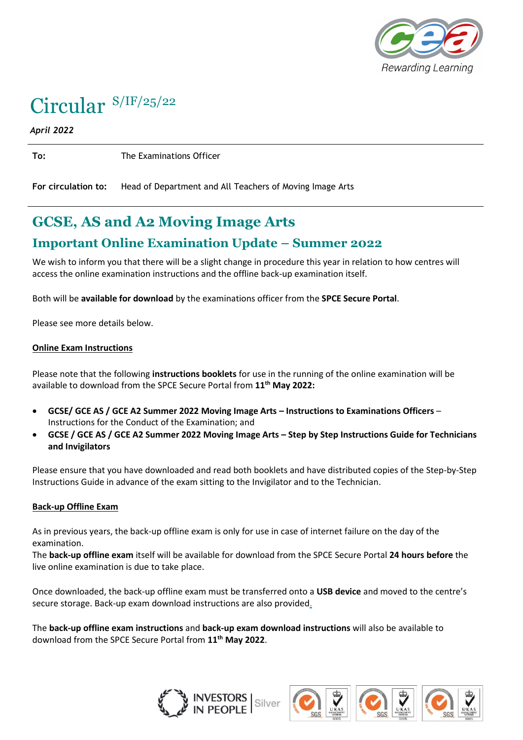# Circular S/IF/25/22

*April 2022*

| | |
|---|---|
| **To:** | The Examinations Officer |
| **For circulation to:** | Head of Department and All Teachers of Moving Image Arts |

## GCSE, AS and A2 Moving Image Arts

## Important Online Examination Update – Summer 2022

We wish to inform you that there will be a slight change in procedure this year in relation to how centres will access the online examination instructions and the offline back-up examination itself.

Both will be **available for download** by the examinations officer from the **SPCE Secure Portal**.

Please see more details below.

**Online Exam Instructions**

Please note that the following **instructions booklets** for use in the running of the online examination will be available to download from the SPCE Secure Portal from **11th May 2022:**

- **GCSE/ GCE AS / GCE A2 Summer 2022 Moving Image Arts – Instructions to Examinations Officers** – Instructions for the Conduct of the Examination; and
- **GCSE / GCE AS / GCE A2 Summer 2022 Moving Image Arts – Step by Step Instructions Guide for Technicians and Invigilators**

Please ensure that you have downloaded and read both booklets and have distributed copies of the Step-by-Step Instructions Guide in advance of the exam sitting to the Invigilator and to the Technician.

**Back-up Offline Exam**

As in previous years, the back-up offline exam is only for use in case of internet failure on the day of the examination.
The **back-up offline exam** itself will be available for download from the SPCE Secure Portal **24 hours before** the live online examination is due to take place.

Once downloaded, the back-up offline exam must be transferred onto a **USB device** and moved to the centre's secure storage. Back-up exam download instructions are also provided.

The **back-up offline exam instructions** and **back-up exam download instructions** will also be available to download from the SPCE Secure Portal from **11th May 2022**.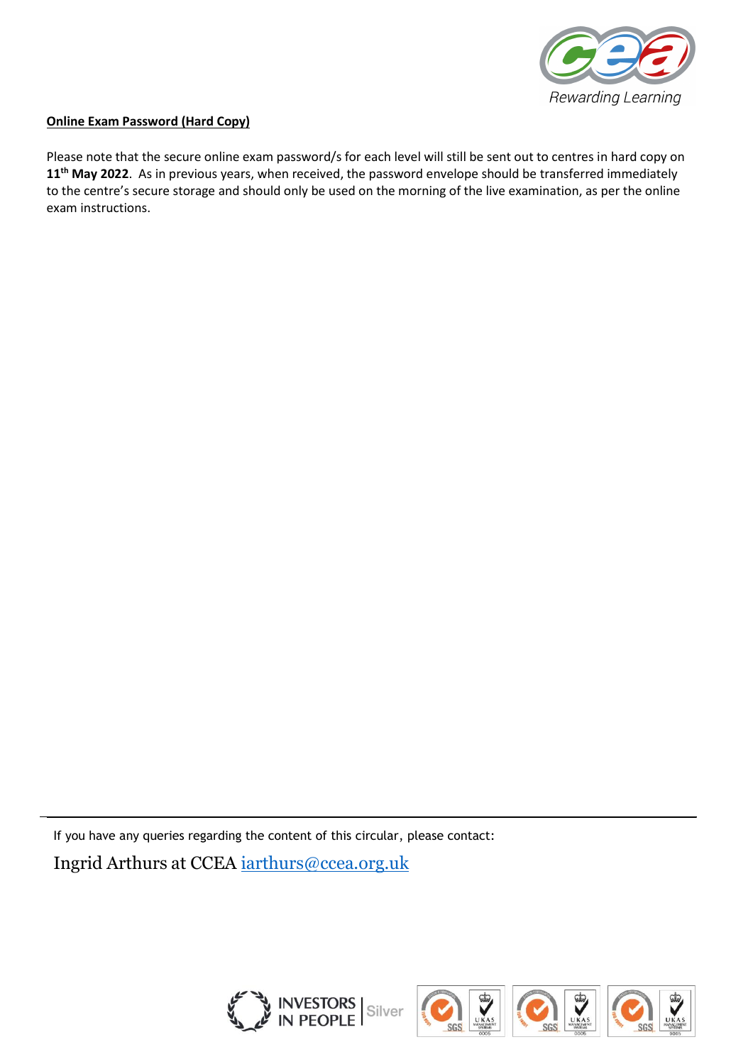**Online Exam Password (Hard Copy)**

Please note that the secure online exam password/s for each level will still be sent out to centres in hard copy on **11th May 2022**. As in previous years, when received, the password envelope should be transferred immediately to the centre's secure storage and should only be used on the morning of the live examination, as per the online exam instructions.

---

If you have any queries regarding the content of this circular, please contact:

Ingrid Arthurs at CCEA iarthurs@ccea.org.uk